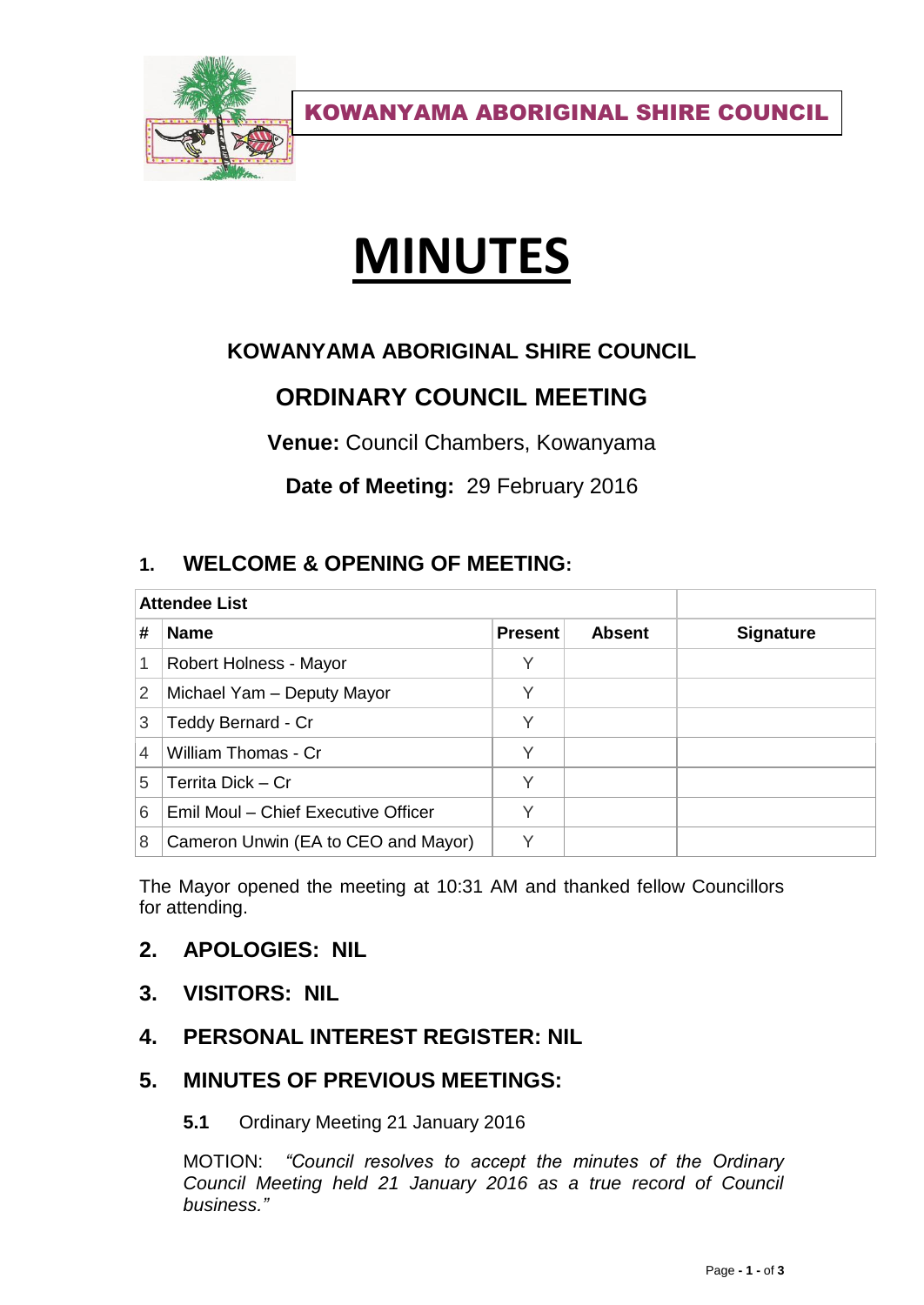**KOWANYAMA ABORIGINAL SHIRE COUNCIL**

# MINUTES

## KOWANYAMA ABORIGINAL SHIRE COUNCIL

## ORDINARY COUNCIL MEETING

**Venue:** Council Chambers, Kowanyama

**Date of Meeting:** 29 February 2016

## 1. WELCOME & OPENING OF MEETING:

| Attendee List | | | | |
|---|---|---|---|---|
| **#** | **Name** | **Present** | **Absent** | **Signature** |
| 1 | Robert Holness - Mayor | Y | | |
| 2 | Michael Yam – Deputy Mayor | Y | | |
| 3 | Teddy Bernard - Cr | Y | | |
| 4 | William Thomas - Cr | Y | | |
| 5 | Territa Dick – Cr | Y | | |
| 6 | Emil Moul – Chief Executive Officer | Y | | |
| 8 | Cameron Unwin (EA to CEO and Mayor) | Y | | |

The Mayor opened the meeting at 10:31 AM and thanked fellow Councillors for attending.

## 2. APOLOGIES: NIL

## 3. VISITORS: NIL

## 4. PERSONAL INTEREST REGISTER: NIL

## 5. MINUTES OF PREVIOUS MEETINGS:

**5.1** Ordinary Meeting 21 January 2016

MOTION: *"Council resolves to accept the minutes of the Ordinary Council Meeting held 21 January 2016 as a true record of Council business."*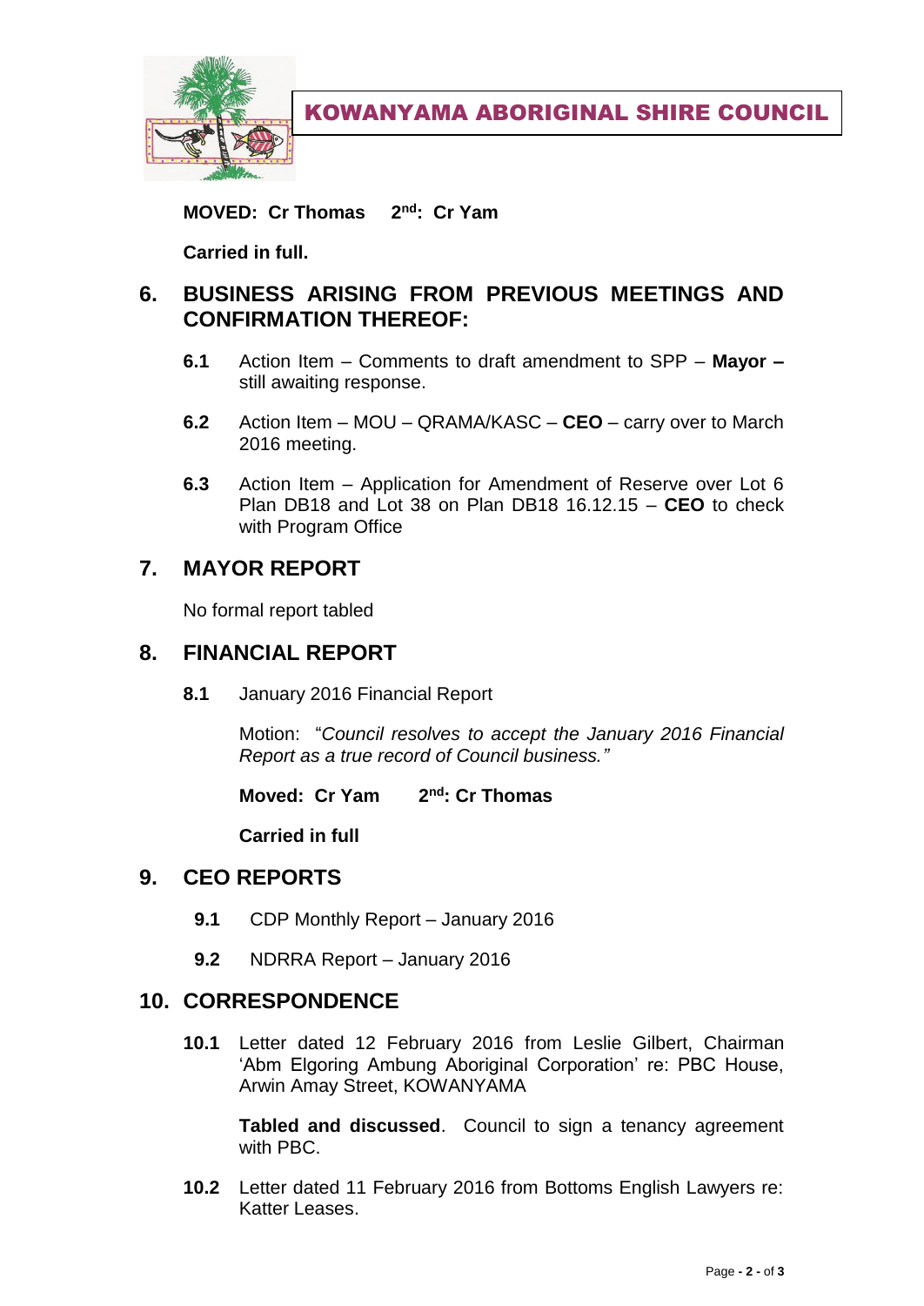**MOVED: Cr Thomas 2nd: Cr Yam**

**Carried in full.**

## 6. BUSINESS ARISING FROM PREVIOUS MEETINGS AND CONFIRMATION THEREOF:

**6.1** Action Item – Comments to draft amendment to SPP – **Mayor –** still awaiting response.

**6.2** Action Item – MOU – QRAMA/KASC – **CEO** – carry over to March 2016 meeting.

**6.3** Action Item – Application for Amendment of Reserve over Lot 6 Plan DB18 and Lot 38 on Plan DB18 16.12.15 – **CEO** to check with Program Office

## 7. MAYOR REPORT

No formal report tabled

## 8. FINANCIAL REPORT

**8.1** January 2016 Financial Report

Motion: "*Council resolves to accept the January 2016 Financial Report as a true record of Council business.*"

**Moved: Cr Yam 2nd: Cr Thomas**

**Carried in full**

## 9. CEO REPORTS

**9.1** CDP Monthly Report – January 2016

**9.2** NDRRA Report – January 2016

## 10. CORRESPONDENCE

**10.1** Letter dated 12 February 2016 from Leslie Gilbert, Chairman 'Abm Elgoring Ambung Aboriginal Corporation' re: PBC House, Arwin Amay Street, KOWANYAMA

**Tabled and discussed**. Council to sign a tenancy agreement with PBC.

**10.2** Letter dated 11 February 2016 from Bottoms English Lawyers re: Katter Leases.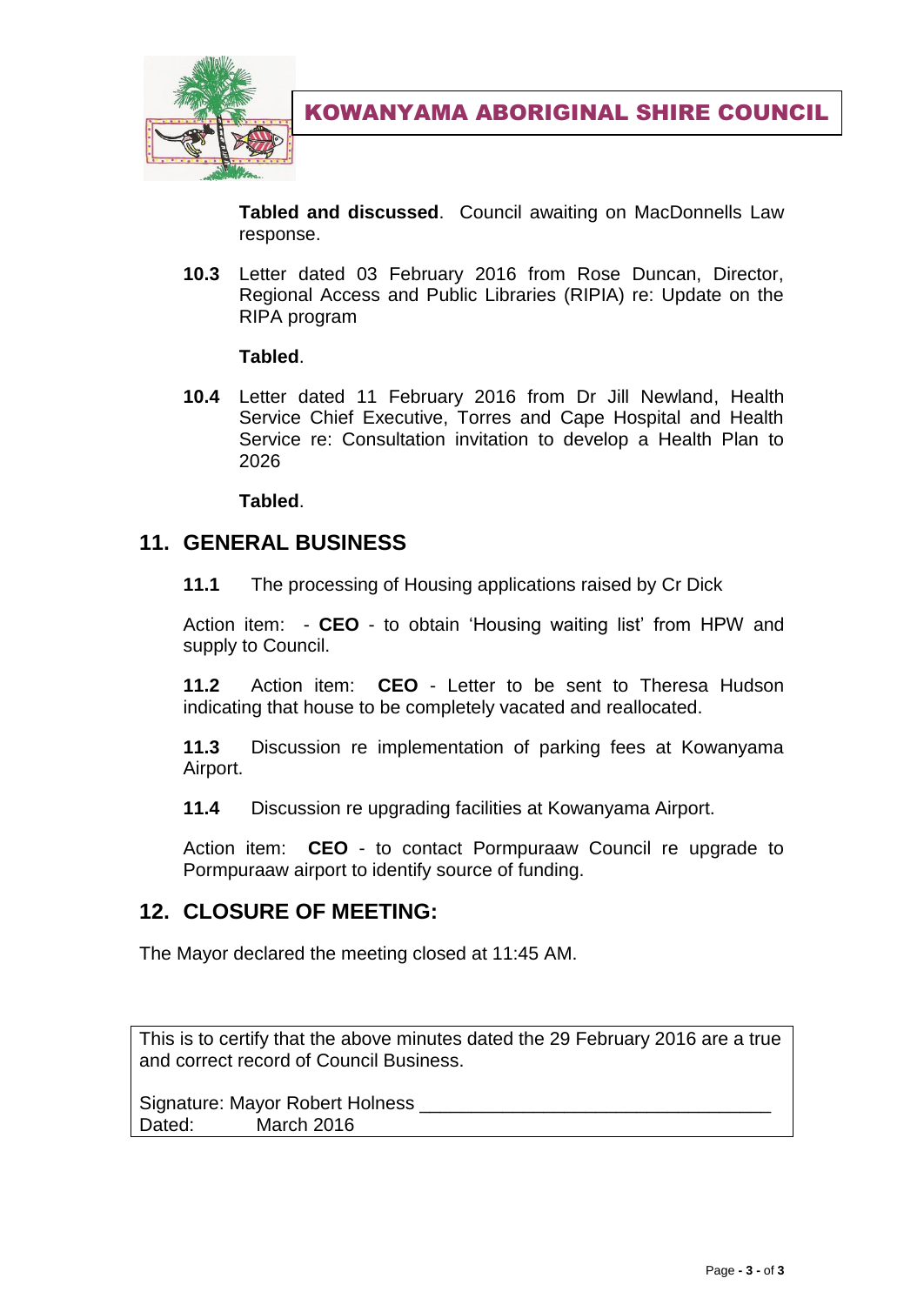**Tabled and discussed**. Council awaiting on MacDonnells Law response.

**10.3** Letter dated 03 February 2016 from Rose Duncan, Director, Regional Access and Public Libraries (RIPIA) re: Update on the RIPA program

**Tabled**.

**10.4** Letter dated 11 February 2016 from Dr Jill Newland, Health Service Chief Executive, Torres and Cape Hospital and Health Service re: Consultation invitation to develop a Health Plan to 2026

**Tabled**.

## 11. GENERAL BUSINESS

**11.1** The processing of Housing applications raised by Cr Dick

Action item: - **CEO** - to obtain 'Housing waiting list' from HPW and supply to Council.

**11.2** Action item: **CEO** - Letter to be sent to Theresa Hudson indicating that house to be completely vacated and reallocated.

**11.3** Discussion re implementation of parking fees at Kowanyama Airport.

**11.4** Discussion re upgrading facilities at Kowanyama Airport.

Action item: **CEO** - to contact Pormpuraaw Council re upgrade to Pormpuraaw airport to identify source of funding.

## 12. CLOSURE OF MEETING:

The Mayor declared the meeting closed at 11:45 AM.

This is to certify that the above minutes dated the 29 February 2016 are a true and correct record of Council Business.

Signature: Mayor Robert Holness ___________________________________
Dated: March 2016